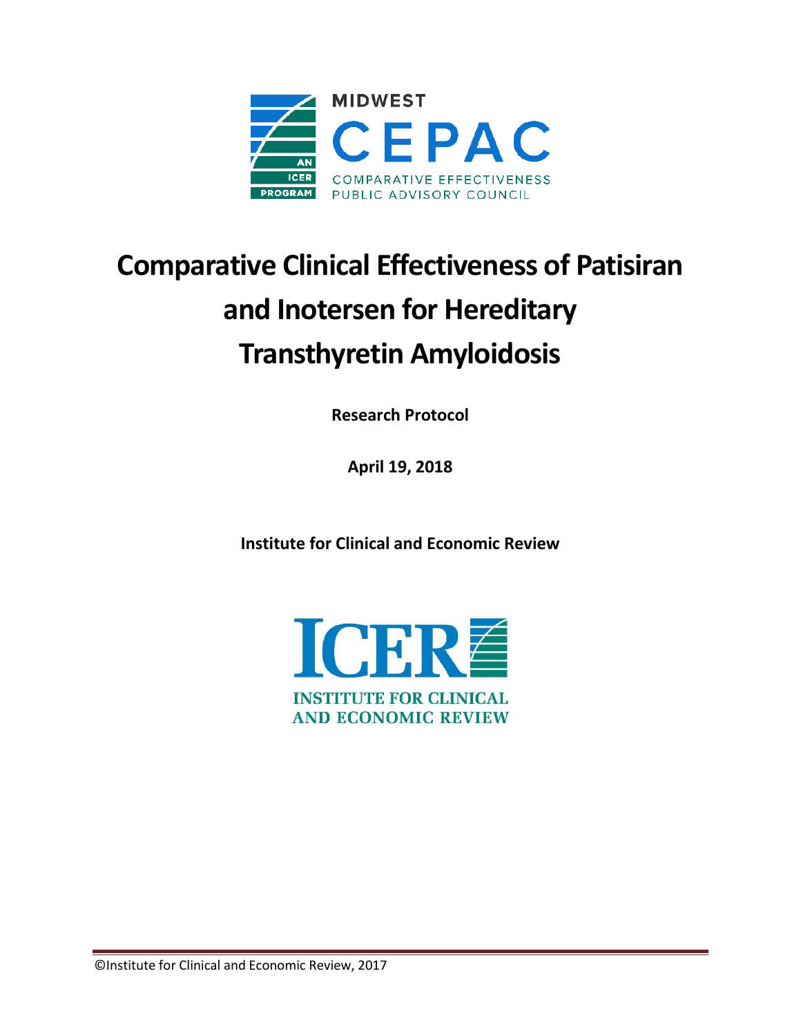MIDWEST CEPAC

COMPARATIVE EFFECTIVENESS PUBLIC ADVISORY COUNCIL

AN ICER PROGRAM

# Comparative Clinical Effectiveness of Patisiran and Inotersen for Hereditary Transthyretin Amyloidosis

**Research Protocol**

**April 19, 2018**

**Institute for Clinical and Economic Review**

ICER

INSTITUTE FOR CLINICAL AND ECONOMIC REVIEW

©Institute for Clinical and Economic Review, 2017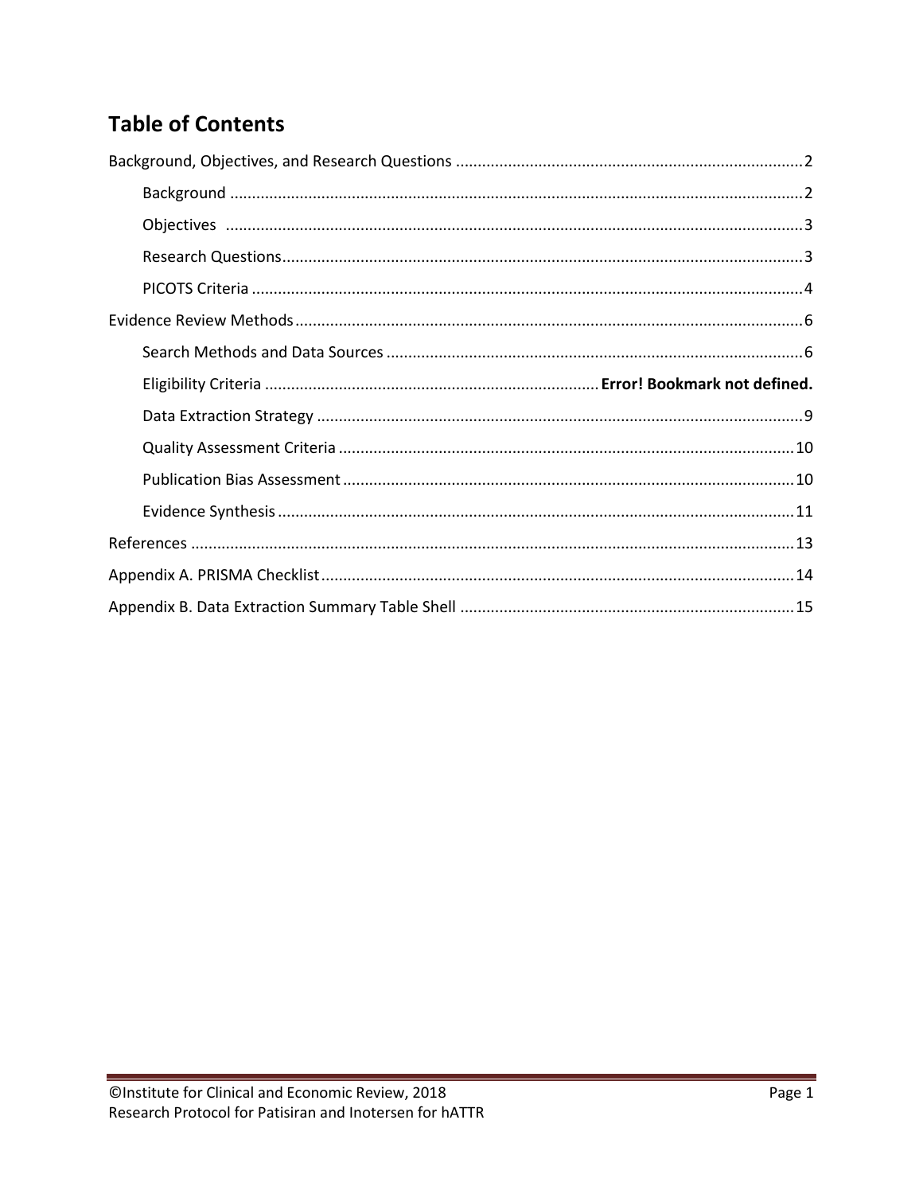## Table of Contents

Background, Objectives, and Research Questions ............................................................................... 2

- Background ................................................................................................................................ 2
- Objectives ................................................................................................................................. 3
- Research Questions .................................................................................................................... 3
- PICOTS Criteria .......................................................................................................................... 4

Evidence Review Methods ................................................................................................................... 6

- Search Methods and Data Sources ............................................................................................ 6
- Eligibility Criteria ........................................................................... **Error! Bookmark not defined.**
- Data Extraction Strategy ............................................................................................................ 9
- Quality Assessment Criteria ..................................................................................................... 10
- Publication Bias Assessment .................................................................................................... 10
- Evidence Synthesis ................................................................................................................... 11

References ......................................................................................................................................... 13

Appendix A. PRISMA Checklist ........................................................................................................... 14

Appendix B. Data Extraction Summary Table Shell ............................................................................ 15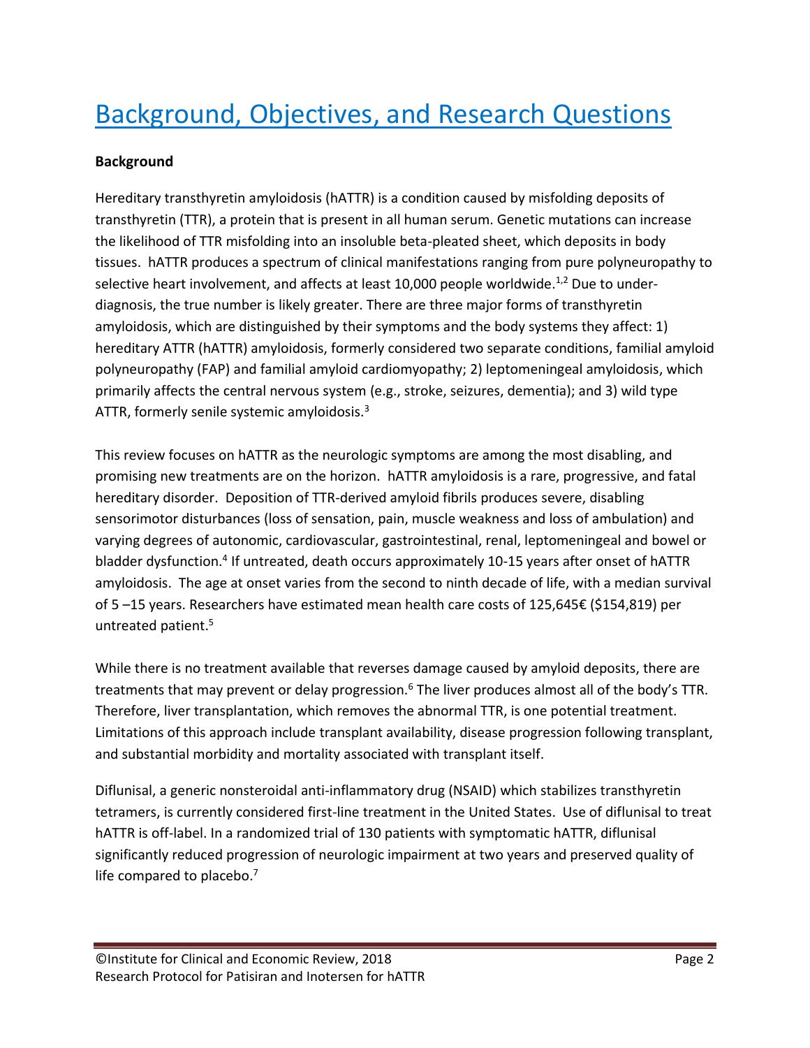# Background, Objectives, and Research Questions

**Background**

Hereditary transthyretin amyloidosis (hATTR) is a condition caused by misfolding deposits of transthyretin (TTR), a protein that is present in all human serum. Genetic mutations can increase the likelihood of TTR misfolding into an insoluble beta-pleated sheet, which deposits in body tissues. hATTR produces a spectrum of clinical manifestations ranging from pure polyneuropathy to selective heart involvement, and affects at least 10,000 people worldwide.[1,2] Due to under-diagnosis, the true number is likely greater. There are three major forms of transthyretin amyloidosis, which are distinguished by their symptoms and the body systems they affect: 1) hereditary ATTR (hATTR) amyloidosis, formerly considered two separate conditions, familial amyloid polyneuropathy (FAP) and familial amyloid cardiomyopathy; 2) leptomeningeal amyloidosis, which primarily affects the central nervous system (e.g., stroke, seizures, dementia); and 3) wild type ATTR, formerly senile systemic amyloidosis.[3]

This review focuses on hATTR as the neurologic symptoms are among the most disabling, and promising new treatments are on the horizon. hATTR amyloidosis is a rare, progressive, and fatal hereditary disorder. Deposition of TTR-derived amyloid fibrils produces severe, disabling sensorimotor disturbances (loss of sensation, pain, muscle weakness and loss of ambulation) and varying degrees of autonomic, cardiovascular, gastrointestinal, renal, leptomeningeal and bowel or bladder dysfunction.[4] If untreated, death occurs approximately 10-15 years after onset of hATTR amyloidosis. The age at onset varies from the second to ninth decade of life, with a median survival of 5 –15 years. Researchers have estimated mean health care costs of 125,645€ ($154,819) per untreated patient.[5]

While there is no treatment available that reverses damage caused by amyloid deposits, there are treatments that may prevent or delay progression.[6] The liver produces almost all of the body's TTR. Therefore, liver transplantation, which removes the abnormal TTR, is one potential treatment. Limitations of this approach include transplant availability, disease progression following transplant, and substantial morbidity and mortality associated with transplant itself.

Diflunisal, a generic nonsteroidal anti-inflammatory drug (NSAID) which stabilizes transthyretin tetramers, is currently considered first-line treatment in the United States. Use of diflunisal to treat hATTR is off-label. In a randomized trial of 130 patients with symptomatic hATTR, diflunisal significantly reduced progression of neurologic impairment at two years and preserved quality of life compared to placebo.[7]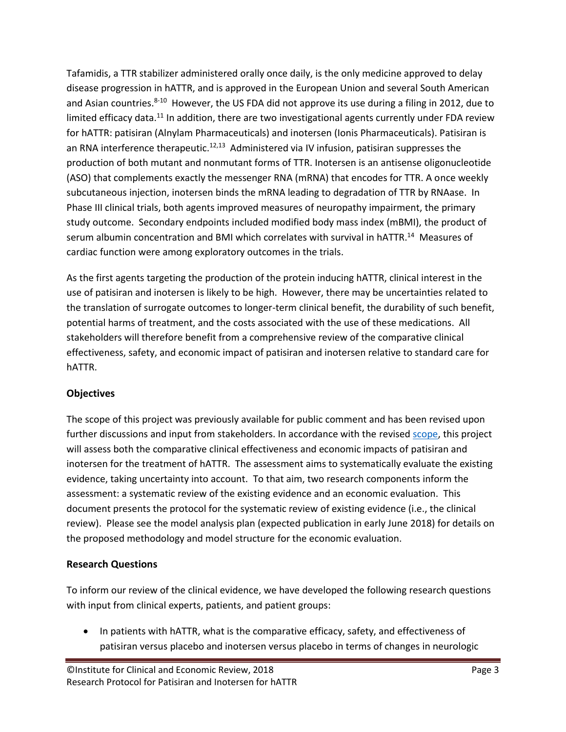Tafamidis, a TTR stabilizer administered orally once daily, is the only medicine approved to delay disease progression in hATTR, and is approved in the European Union and several South American and Asian countries.[8-10] However, the US FDA did not approve its use during a filing in 2012, due to limited efficacy data.[11] In addition, there are two investigational agents currently under FDA review for hATTR: patisiran (Alnylam Pharmaceuticals) and inotersen (Ionis Pharmaceuticals). Patisiran is an RNA interference therapeutic.[12,13] Administered via IV infusion, patisiran suppresses the production of both mutant and nonmutant forms of TTR. Inotersen is an antisense oligonucleotide (ASO) that complements exactly the messenger RNA (mRNA) that encodes for TTR. A once weekly subcutaneous injection, inotersen binds the mRNA leading to degradation of TTR by RNAase. In Phase III clinical trials, both agents improved measures of neuropathy impairment, the primary study outcome. Secondary endpoints included modified body mass index (mBMI), the product of serum albumin concentration and BMI which correlates with survival in hATTR.[14] Measures of cardiac function were among exploratory outcomes in the trials.

As the first agents targeting the production of the protein inducing hATTR, clinical interest in the use of patisiran and inotersen is likely to be high. However, there may be uncertainties related to the translation of surrogate outcomes to longer-term clinical benefit, the durability of such benefit, potential harms of treatment, and the costs associated with the use of these medications. All stakeholders will therefore benefit from a comprehensive review of the comparative clinical effectiveness, safety, and economic impact of patisiran and inotersen relative to standard care for hATTR.

## Objectives

The scope of this project was previously available for public comment and has been revised upon further discussions and input from stakeholders. In accordance with the revised scope, this project will assess both the comparative clinical effectiveness and economic impacts of patisiran and inotersen for the treatment of hATTR. The assessment aims to systematically evaluate the existing evidence, taking uncertainty into account. To that aim, two research components inform the assessment: a systematic review of the existing evidence and an economic evaluation. This document presents the protocol for the systematic review of existing evidence (i.e., the clinical review). Please see the model analysis plan (expected publication in early June 2018) for details on the proposed methodology and model structure for the economic evaluation.

## Research Questions

To inform our review of the clinical evidence, we have developed the following research questions with input from clinical experts, patients, and patient groups:

- In patients with hATTR, what is the comparative efficacy, safety, and effectiveness of patisiran versus placebo and inotersen versus placebo in terms of changes in neurologic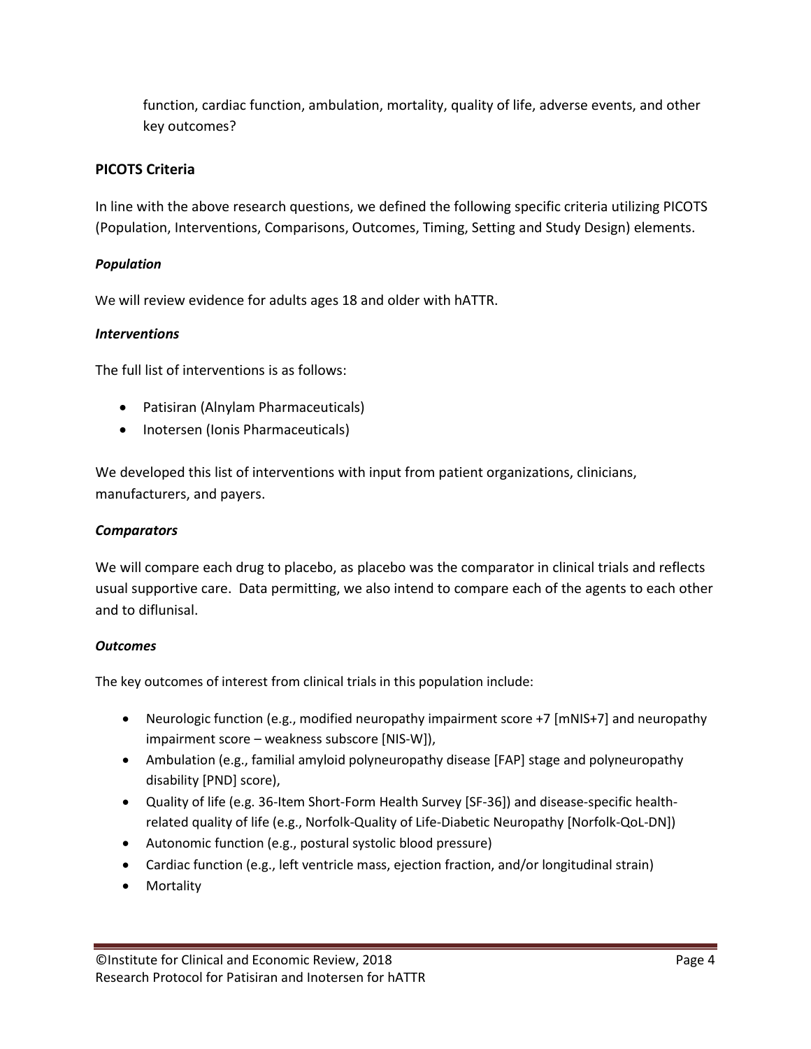function, cardiac function, ambulation, mortality, quality of life, adverse events, and other key outcomes?

### PICOTS Criteria

In line with the above research questions, we defined the following specific criteria utilizing PICOTS (Population, Interventions, Comparisons, Outcomes, Timing, Setting and Study Design) elements.

#### *Population*

We will review evidence for adults ages 18 and older with hATTR.

#### *Interventions*

The full list of interventions is as follows:

- Patisiran (Alnylam Pharmaceuticals)
- Inotersen (Ionis Pharmaceuticals)

We developed this list of interventions with input from patient organizations, clinicians, manufacturers, and payers.

#### *Comparators*

We will compare each drug to placebo, as placebo was the comparator in clinical trials and reflects usual supportive care. Data permitting, we also intend to compare each of the agents to each other and to diflunisal.

#### *Outcomes*

The key outcomes of interest from clinical trials in this population include:

- Neurologic function (e.g., modified neuropathy impairment score +7 [mNIS+7] and neuropathy impairment score – weakness subscore [NIS-W]),
- Ambulation (e.g., familial amyloid polyneuropathy disease [FAP] stage and polyneuropathy disability [PND] score),
- Quality of life (e.g. 36-Item Short-Form Health Survey [SF-36]) and disease-specific health-related quality of life (e.g., Norfolk-Quality of Life-Diabetic Neuropathy [Norfolk-QoL-DN])
- Autonomic function (e.g., postural systolic blood pressure)
- Cardiac function (e.g., left ventricle mass, ejection fraction, and/or longitudinal strain)
- Mortality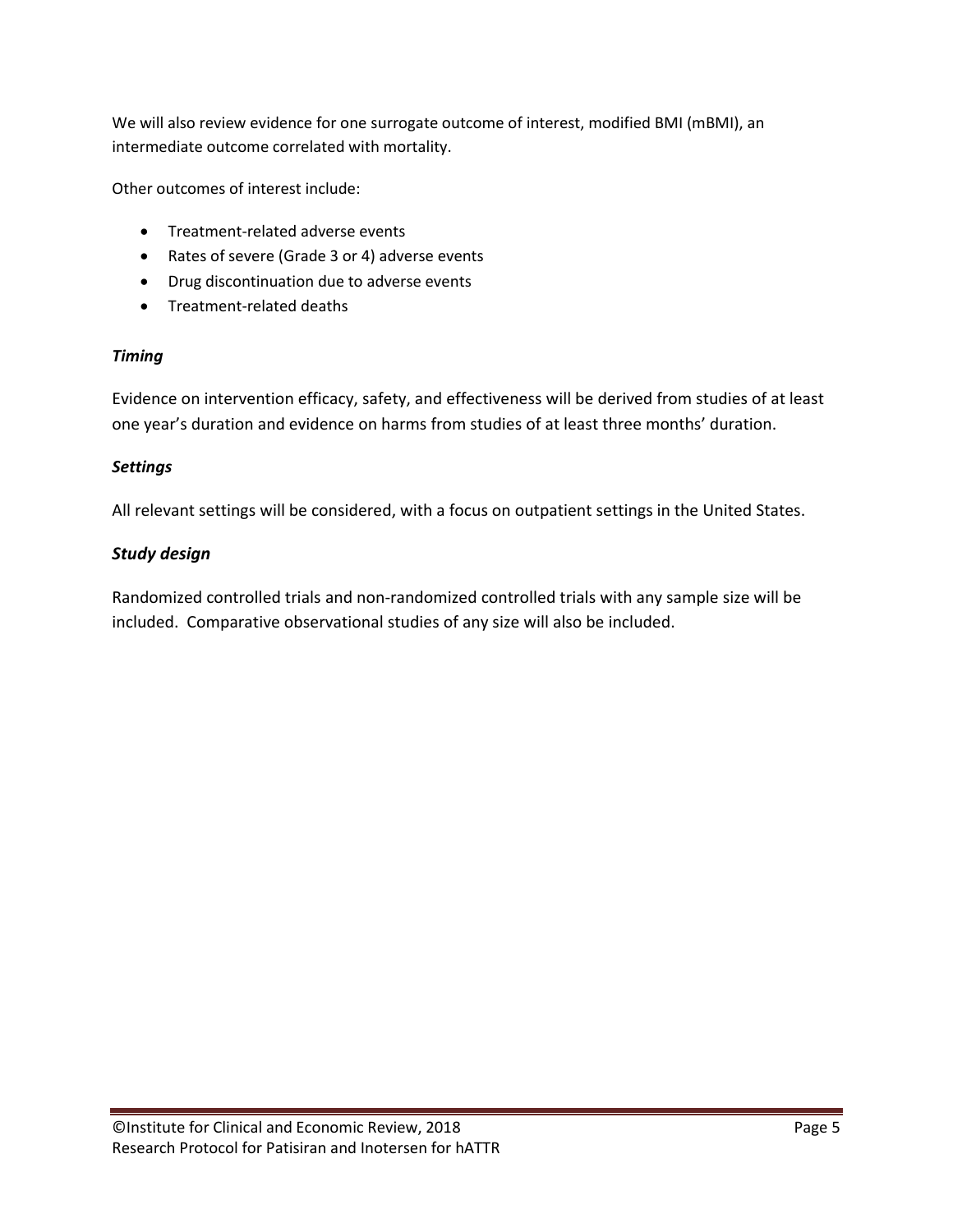We will also review evidence for one surrogate outcome of interest, modified BMI (mBMI), an intermediate outcome correlated with mortality.

Other outcomes of interest include:

- Treatment-related adverse events
- Rates of severe (Grade 3 or 4) adverse events
- Drug discontinuation due to adverse events
- Treatment-related deaths

### *Timing*

Evidence on intervention efficacy, safety, and effectiveness will be derived from studies of at least one year's duration and evidence on harms from studies of at least three months' duration.

### *Settings*

All relevant settings will be considered, with a focus on outpatient settings in the United States.

### *Study design*

Randomized controlled trials and non-randomized controlled trials with any sample size will be included. Comparative observational studies of any size will also be included.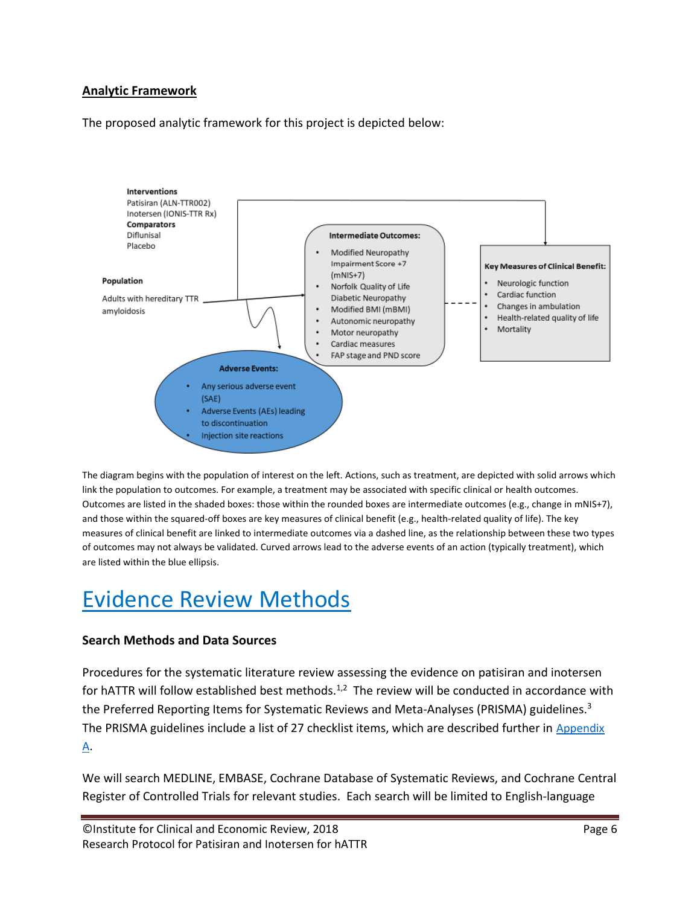**Analytic Framework**

The proposed analytic framework for this project is depicted below:

**Interventions**
Patisiran (ALN-TTR002)
Inotersen (IONIS-TTR Rx)
**Comparators**
Diflunisal
Placebo

**Population**
Adults with hereditary TTR amyloidosis

**Intermediate Outcomes:**

- Modified Neuropathy Impairment Score +7 (mNIS+7)
- Norfolk Quality of Life Diabetic Neuropathy
- Modified BMI (mBMI)
- Autonomic neuropathy
- Motor neuropathy
- Cardiac measures
- FAP stage and PND score

**Key Measures of Clinical Benefit:**

- Neurologic function
- Cardiac function
- Changes in ambulation
- Health-related quality of life
- Mortality

**Adverse Events:**

- Any serious adverse event (SAE)
- Adverse Events (AEs) leading to discontinuation
- Injection site reactions

The diagram begins with the population of interest on the left. Actions, such as treatment, are depicted with solid arrows which link the population to outcomes. For example, a treatment may be associated with specific clinical or health outcomes. Outcomes are listed in the shaded boxes: those within the rounded boxes are intermediate outcomes (e.g., change in mNIS+7), and those within the squared-off boxes are key measures of clinical benefit (e.g., health-related quality of life). The key measures of clinical benefit are linked to intermediate outcomes via a dashed line, as the relationship between these two types of outcomes may not always be validated. Curved arrows lead to the adverse events of an action (typically treatment), which are listed within the blue ellipsis.

# Evidence Review Methods

### Search Methods and Data Sources

Procedures for the systematic literature review assessing the evidence on patisiran and inotersen for hATTR will follow established best methods.[1,2] The review will be conducted in accordance with the Preferred Reporting Items for Systematic Reviews and Meta-Analyses (PRISMA) guidelines.[3] The PRISMA guidelines include a list of 27 checklist items, which are described further in Appendix A.

We will search MEDLINE, EMBASE, Cochrane Database of Systematic Reviews, and Cochrane Central Register of Controlled Trials for relevant studies. Each search will be limited to English-language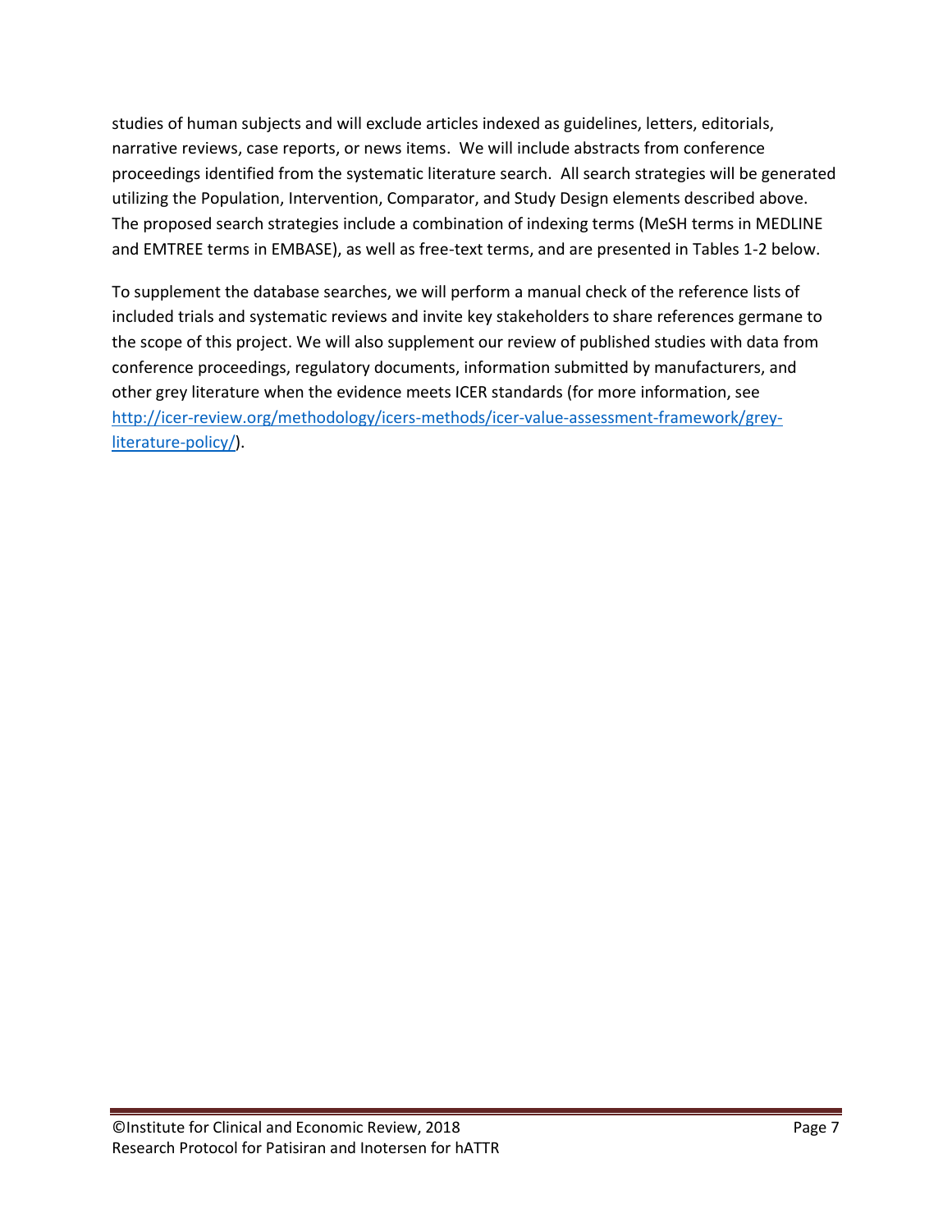studies of human subjects and will exclude articles indexed as guidelines, letters, editorials, narrative reviews, case reports, or news items. We will include abstracts from conference proceedings identified from the systematic literature search. All search strategies will be generated utilizing the Population, Intervention, Comparator, and Study Design elements described above. The proposed search strategies include a combination of indexing terms (MeSH terms in MEDLINE and EMTREE terms in EMBASE), as well as free-text terms, and are presented in Tables 1-2 below.

To supplement the database searches, we will perform a manual check of the reference lists of included trials and systematic reviews and invite key stakeholders to share references germane to the scope of this project. We will also supplement our review of published studies with data from conference proceedings, regulatory documents, information submitted by manufacturers, and other grey literature when the evidence meets ICER standards (for more information, see [http://icer-review.org/methodology/icers-methods/icer-value-assessment-framework/grey-literature-policy/](http://icer-review.org/methodology/icers-methods/icer-value-assessment-framework/grey-literature-policy/)).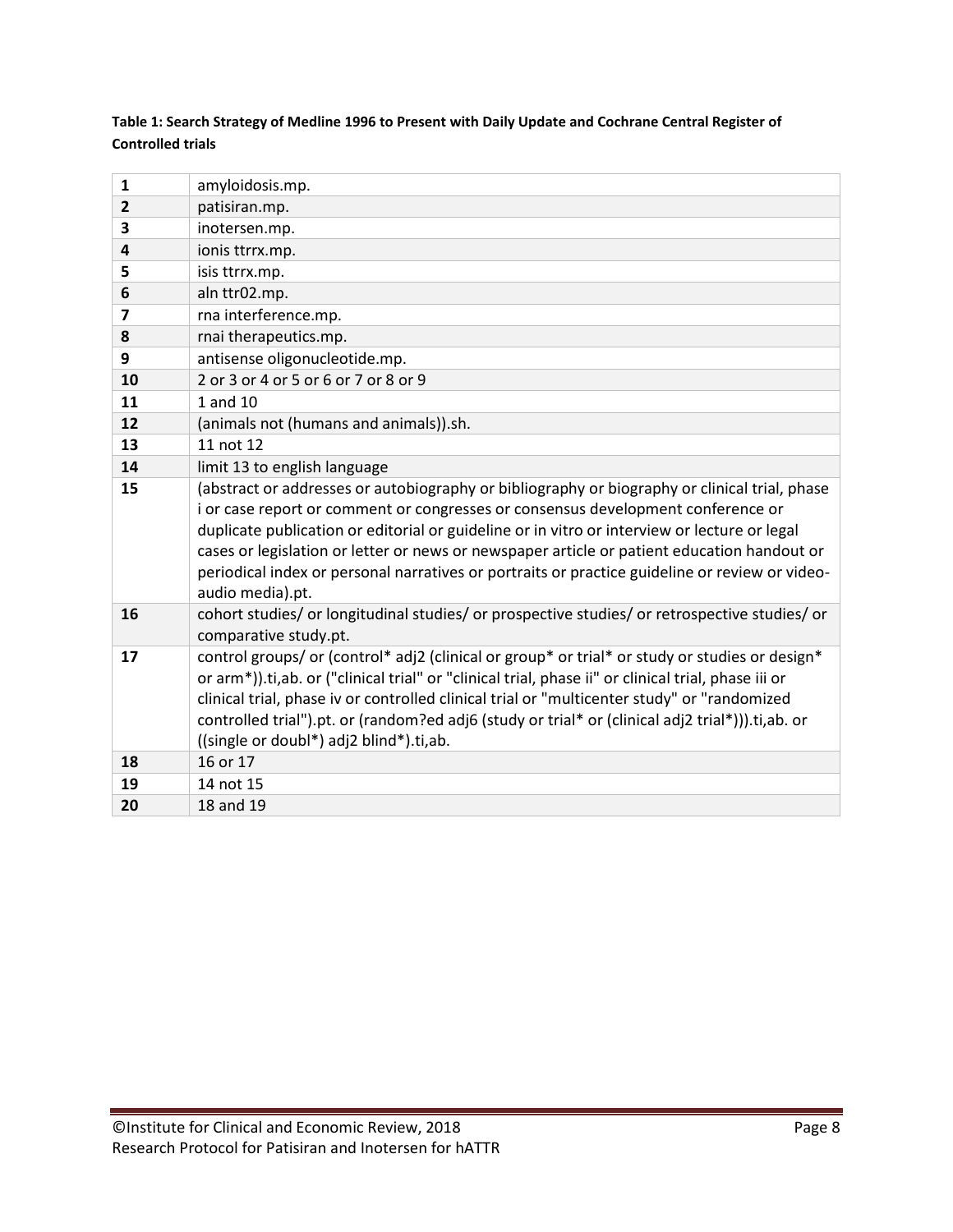**Table 1: Search Strategy of Medline 1996 to Present with Daily Update and Cochrane Central Register of Controlled trials**

| | |
|---|---|
| **1** | amyloidosis.mp. |
| **2** | patisiran.mp. |
| **3** | inotersen.mp. |
| **4** | ionis ttrrx.mp. |
| **5** | isis ttrrx.mp. |
| **6** | aln ttr02.mp. |
| **7** | rna interference.mp. |
| **8** | rnai therapeutics.mp. |
| **9** | antisense oligonucleotide.mp. |
| **10** | 2 or 3 or 4 or 5 or 6 or 7 or 8 or 9 |
| **11** | 1 and 10 |
| **12** | (animals not (humans and animals)).sh. |
| **13** | 11 not 12 |
| **14** | limit 13 to english language |
| **15** | (abstract or addresses or autobiography or bibliography or biography or clinical trial, phase i or case report or comment or congresses or consensus development conference or duplicate publication or editorial or guideline or in vitro or interview or lecture or legal cases or legislation or letter or news or newspaper article or patient education handout or periodical index or personal narratives or portraits or practice guideline or review or video-audio media).pt. |
| **16** | cohort studies/ or longitudinal studies/ or prospective studies/ or retrospective studies/ or comparative study.pt. |
| **17** | control groups/ or (control* adj2 (clinical or group* or trial* or study or studies or design* or arm*)).ti,ab. or ("clinical trial" or "clinical trial, phase ii" or clinical trial, phase iii or clinical trial, phase iv or controlled clinical trial or "multicenter study" or "randomized controlled trial").pt. or (random?ed adj6 (study or trial* or (clinical adj2 trial*))).ti,ab. or ((single or doubl*) adj2 blind*).ti,ab. |
| **18** | 16 or 17 |
| **19** | 14 not 15 |
| **20** | 18 and 19 |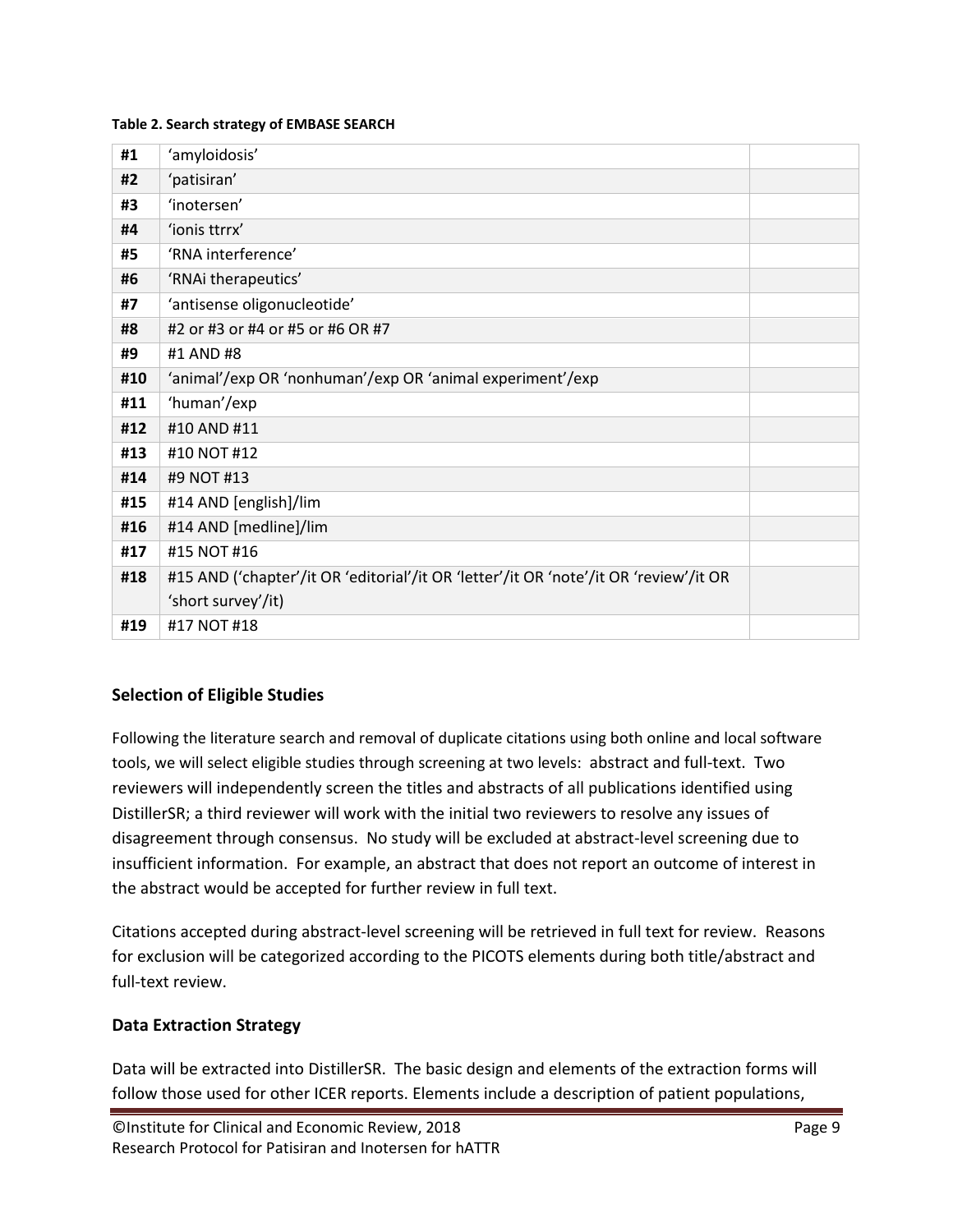**Table 2. Search strategy of EMBASE SEARCH**

| | | |
|---|---|---|
| **#1** | 'amyloidosis' | |
| **#2** | 'patisiran' | |
| **#3** | 'inotersen' | |
| **#4** | 'ionis ttrrx' | |
| **#5** | 'RNA interference' | |
| **#6** | 'RNAi therapeutics' | |
| **#7** | 'antisense oligonucleotide' | |
| **#8** | #2 or #3 or #4 or #5 or #6 OR #7 | |
| **#9** | #1 AND #8 | |
| **#10** | 'animal'/exp OR 'nonhuman'/exp OR 'animal experiment'/exp | |
| **#11** | 'human'/exp | |
| **#12** | #10 AND #11 | |
| **#13** | #10 NOT #12 | |
| **#14** | #9 NOT #13 | |
| **#15** | #14 AND [english]/lim | |
| **#16** | #14 AND [medline]/lim | |
| **#17** | #15 NOT #16 | |
| **#18** | #15 AND ('chapter'/it OR 'editorial'/it OR 'letter'/it OR 'note'/it OR 'review'/it OR 'short survey'/it) | |
| **#19** | #17 NOT #18 | |

## Selection of Eligible Studies

Following the literature search and removal of duplicate citations using both online and local software tools, we will select eligible studies through screening at two levels: abstract and full-text. Two reviewers will independently screen the titles and abstracts of all publications identified using DistillerSR; a third reviewer will work with the initial two reviewers to resolve any issues of disagreement through consensus. No study will be excluded at abstract-level screening due to insufficient information. For example, an abstract that does not report an outcome of interest in the abstract would be accepted for further review in full text.

Citations accepted during abstract-level screening will be retrieved in full text for review. Reasons for exclusion will be categorized according to the PICOTS elements during both title/abstract and full-text review.

## Data Extraction Strategy

Data will be extracted into DistillerSR. The basic design and elements of the extraction forms will follow those used for other ICER reports. Elements include a description of patient populations,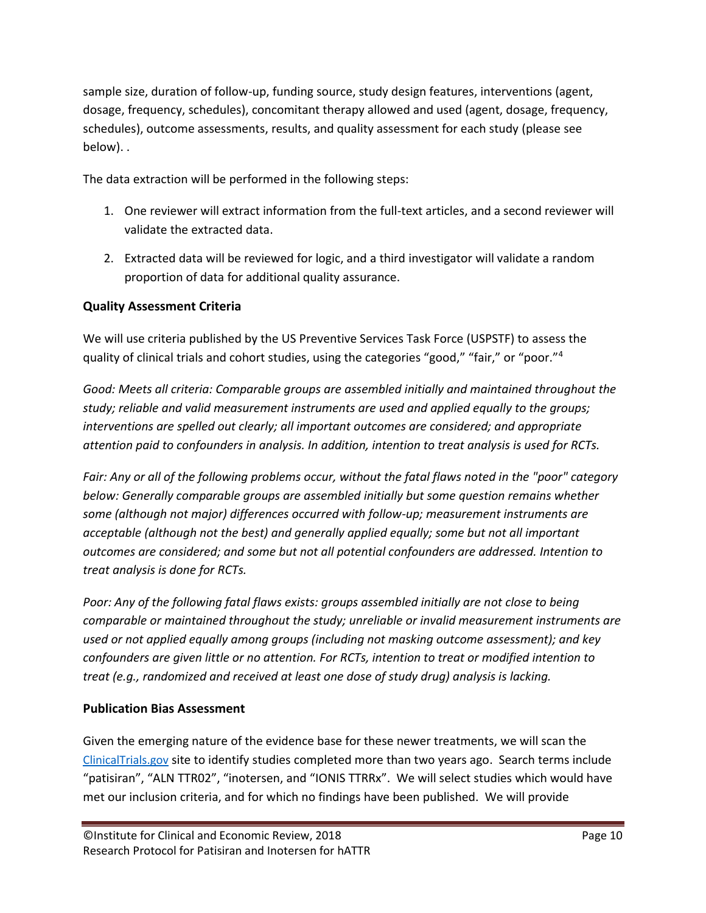sample size, duration of follow-up, funding source, study design features, interventions (agent, dosage, frequency, schedules), concomitant therapy allowed and used (agent, dosage, frequency, schedules), outcome assessments, results, and quality assessment for each study (please see below). .

The data extraction will be performed in the following steps:

1. One reviewer will extract information from the full-text articles, and a second reviewer will validate the extracted data.
2. Extracted data will be reviewed for logic, and a third investigator will validate a random proportion of data for additional quality assurance.

### Quality Assessment Criteria

We will use criteria published by the US Preventive Services Task Force (USPSTF) to assess the quality of clinical trials and cohort studies, using the categories "good," "fair," or "poor."[4]

*Good: Meets all criteria: Comparable groups are assembled initially and maintained throughout the study; reliable and valid measurement instruments are used and applied equally to the groups; interventions are spelled out clearly; all important outcomes are considered; and appropriate attention paid to confounders in analysis. In addition, intention to treat analysis is used for RCTs.*

*Fair: Any or all of the following problems occur, without the fatal flaws noted in the "poor" category below: Generally comparable groups are assembled initially but some question remains whether some (although not major) differences occurred with follow-up; measurement instruments are acceptable (although not the best) and generally applied equally; some but not all important outcomes are considered; and some but not all potential confounders are addressed. Intention to treat analysis is done for RCTs.*

*Poor: Any of the following fatal flaws exists: groups assembled initially are not close to being comparable or maintained throughout the study; unreliable or invalid measurement instruments are used or not applied equally among groups (including not masking outcome assessment); and key confounders are given little or no attention. For RCTs, intention to treat or modified intention to treat (e.g., randomized and received at least one dose of study drug) analysis is lacking.*

### Publication Bias Assessment

Given the emerging nature of the evidence base for these newer treatments, we will scan the ClinicalTrials.gov site to identify studies completed more than two years ago. Search terms include "patisiran", "ALN TTR02", "inotersen, and "IONIS TTRRx". We will select studies which would have met our inclusion criteria, and for which no findings have been published. We will provide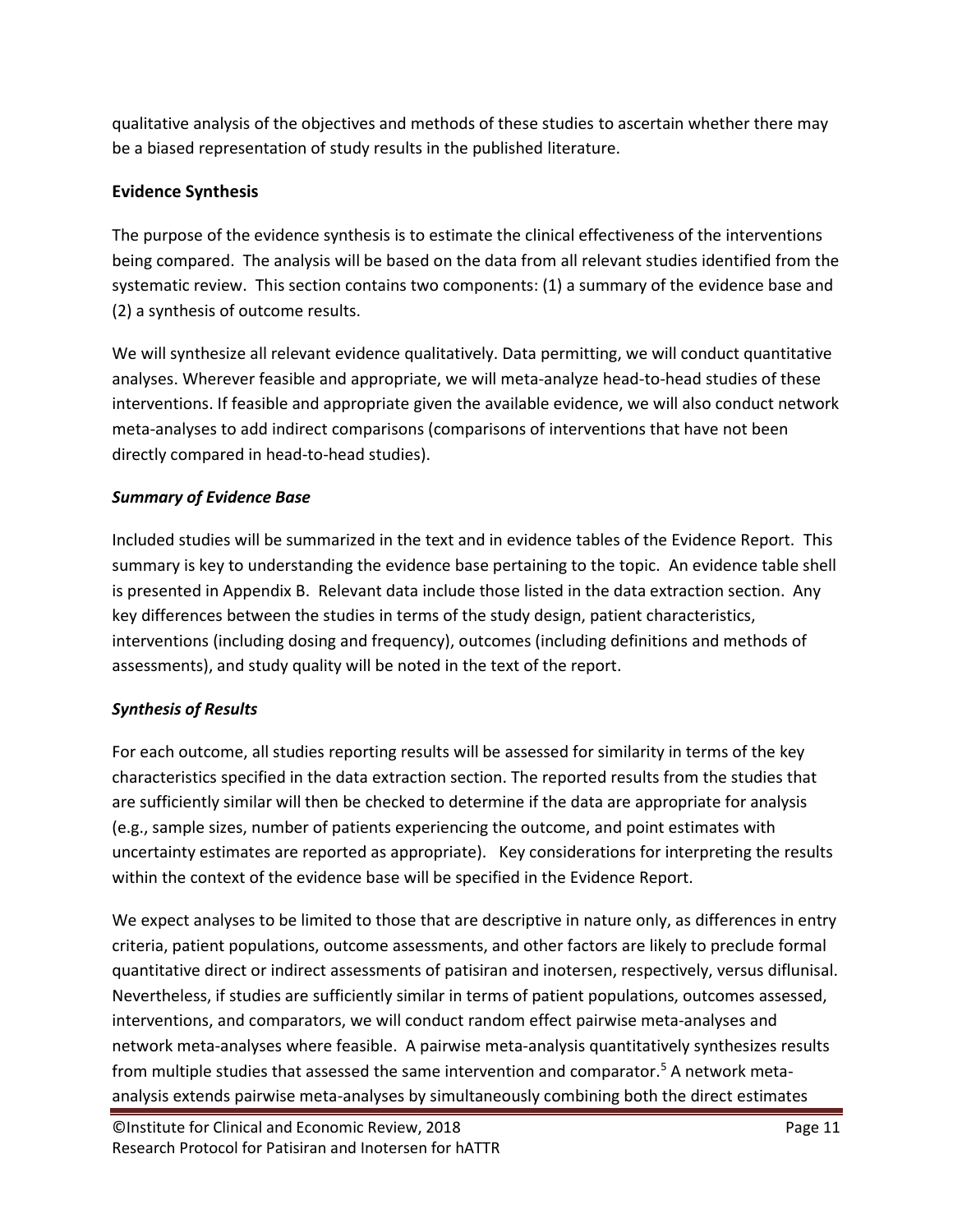qualitative analysis of the objectives and methods of these studies to ascertain whether there may be a biased representation of study results in the published literature.

### Evidence Synthesis

The purpose of the evidence synthesis is to estimate the clinical effectiveness of the interventions being compared. The analysis will be based on the data from all relevant studies identified from the systematic review. This section contains two components: (1) a summary of the evidence base and (2) a synthesis of outcome results.

We will synthesize all relevant evidence qualitatively. Data permitting, we will conduct quantitative analyses. Wherever feasible and appropriate, we will meta-analyze head-to-head studies of these interventions. If feasible and appropriate given the available evidence, we will also conduct network meta-analyses to add indirect comparisons (comparisons of interventions that have not been directly compared in head-to-head studies).

#### *Summary of Evidence Base*

Included studies will be summarized in the text and in evidence tables of the Evidence Report. This summary is key to understanding the evidence base pertaining to the topic. An evidence table shell is presented in Appendix B. Relevant data include those listed in the data extraction section. Any key differences between the studies in terms of the study design, patient characteristics, interventions (including dosing and frequency), outcomes (including definitions and methods of assessments), and study quality will be noted in the text of the report.

#### *Synthesis of Results*

For each outcome, all studies reporting results will be assessed for similarity in terms of the key characteristics specified in the data extraction section. The reported results from the studies that are sufficiently similar will then be checked to determine if the data are appropriate for analysis (e.g., sample sizes, number of patients experiencing the outcome, and point estimates with uncertainty estimates are reported as appropriate). Key considerations for interpreting the results within the context of the evidence base will be specified in the Evidence Report.

We expect analyses to be limited to those that are descriptive in nature only, as differences in entry criteria, patient populations, outcome assessments, and other factors are likely to preclude formal quantitative direct or indirect assessments of patisiran and inotersen, respectively, versus diflunisal. Nevertheless, if studies are sufficiently similar in terms of patient populations, outcomes assessed, interventions, and comparators, we will conduct random effect pairwise meta-analyses and network meta-analyses where feasible. A pairwise meta-analysis quantitatively synthesizes results from multiple studies that assessed the same intervention and comparator.[5] A network meta-analysis extends pairwise meta-analyses by simultaneously combining both the direct estimates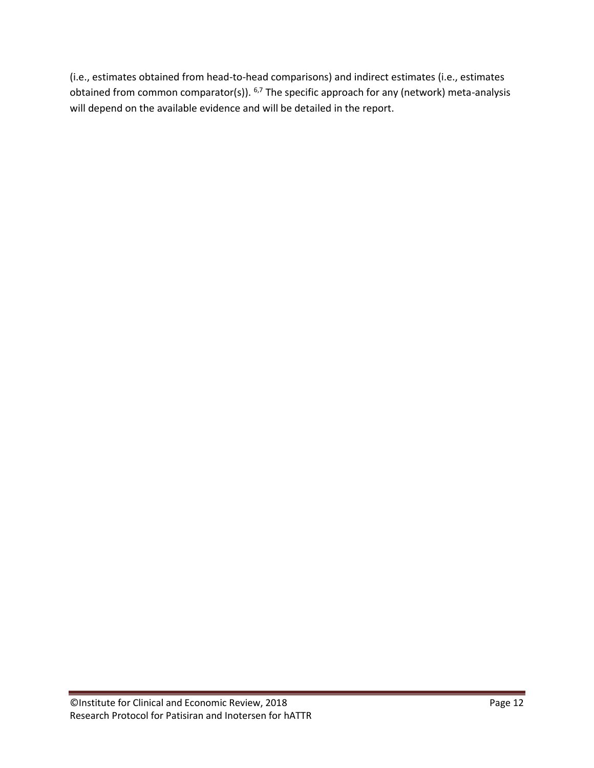(i.e., estimates obtained from head-to-head comparisons) and indirect estimates (i.e., estimates obtained from common comparator(s)). [6,7] The specific approach for any (network) meta-analysis will depend on the available evidence and will be detailed in the report.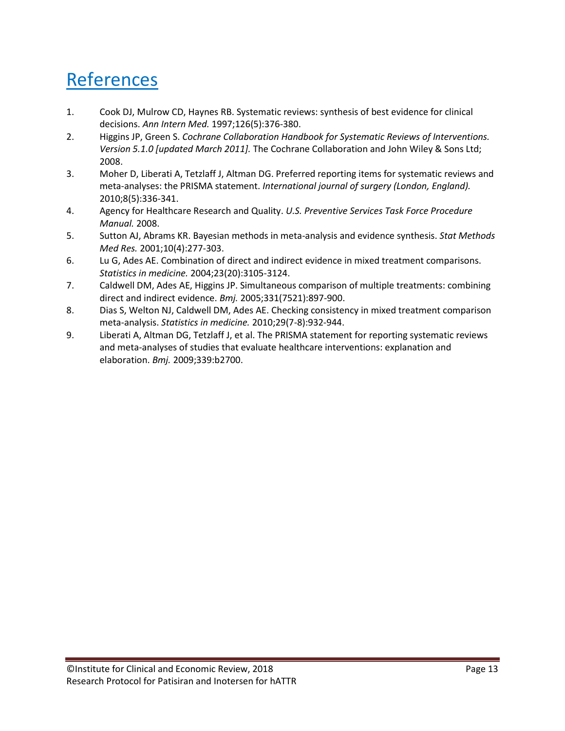# References

1. Cook DJ, Mulrow CD, Haynes RB. Systematic reviews: synthesis of best evidence for clinical decisions. *Ann Intern Med.* 1997;126(5):376-380.
2. Higgins JP, Green S. *Cochrane Collaboration Handbook for Systematic Reviews of Interventions. Version 5.1.0 [updated March 2011].* The Cochrane Collaboration and John Wiley & Sons Ltd; 2008.
3. Moher D, Liberati A, Tetzlaff J, Altman DG. Preferred reporting items for systematic reviews and meta-analyses: the PRISMA statement. *International journal of surgery (London, England).* 2010;8(5):336-341.
4. Agency for Healthcare Research and Quality. *U.S. Preventive Services Task Force Procedure Manual.* 2008.
5. Sutton AJ, Abrams KR. Bayesian methods in meta-analysis and evidence synthesis. *Stat Methods Med Res.* 2001;10(4):277-303.
6. Lu G, Ades AE. Combination of direct and indirect evidence in mixed treatment comparisons. *Statistics in medicine.* 2004;23(20):3105-3124.
7. Caldwell DM, Ades AE, Higgins JP. Simultaneous comparison of multiple treatments: combining direct and indirect evidence. *Bmj.* 2005;331(7521):897-900.
8. Dias S, Welton NJ, Caldwell DM, Ades AE. Checking consistency in mixed treatment comparison meta-analysis. *Statistics in medicine.* 2010;29(7-8):932-944.
9. Liberati A, Altman DG, Tetzlaff J, et al. The PRISMA statement for reporting systematic reviews and meta-analyses of studies that evaluate healthcare interventions: explanation and elaboration. *Bmj.* 2009;339:b2700.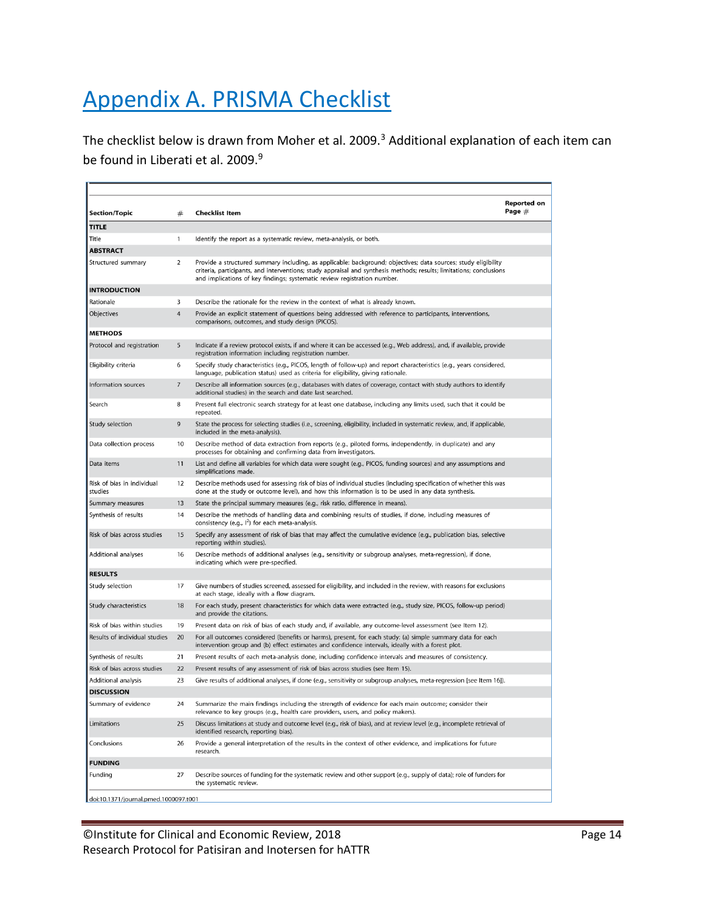# Appendix A. PRISMA Checklist

The checklist below is drawn from Moher et al. 2009.[3] Additional explanation of each item can be found in Liberati et al. 2009.[9]

| Section/Topic | # | Checklist Item | Reported on Page # |
|---|---|---|---|
| **TITLE** | | | |
| Title | 1 | Identify the report as a systematic review, meta-analysis, or both. | |
| **ABSTRACT** | | | |
| Structured summary | 2 | Provide a structured summary including, as applicable: background; objectives; data sources; study eligibility criteria, participants, and interventions; study appraisal and synthesis methods; results; limitations; conclusions and implications of key findings; systematic review registration number. | |
| **INTRODUCTION** | | | |
| Rationale | 3 | Describe the rationale for the review in the context of what is already known. | |
| Objectives | 4 | Provide an explicit statement of questions being addressed with reference to participants, interventions, comparisons, outcomes, and study design (PICOS). | |
| **METHODS** | | | |
| Protocol and registration | 5 | Indicate if a review protocol exists, if and where it can be accessed (e.g., Web address), and, if available, provide registration information including registration number. | |
| Eligibility criteria | 6 | Specify study characteristics (e.g., PICOS, length of follow-up) and report characteristics (e.g., years considered, language, publication status) used as criteria for eligibility, giving rationale. | |
| Information sources | 7 | Describe all information sources (e.g., databases with dates of coverage, contact with study authors to identify additional studies) in the search and date last searched. | |
| Search | 8 | Present full electronic search strategy for at least one database, including any limits used, such that it could be repeated. | |
| Study selection | 9 | State the process for selecting studies (i.e., screening, eligibility, included in systematic review, and, if applicable, included in the meta-analysis). | |
| Data collection process | 10 | Describe method of data extraction from reports (e.g., piloted forms, independently, in duplicate) and any processes for obtaining and confirming data from investigators. | |
| Data items | 11 | List and define all variables for which data were sought (e.g., PICOS, funding sources) and any assumptions and simplifications made. | |
| Risk of bias in individual studies | 12 | Describe methods used for assessing risk of bias of individual studies (including specification of whether this was done at the study or outcome level), and how this information is to be used in any data synthesis. | |
| Summary measures | 13 | State the principal summary measures (e.g., risk ratio, difference in means). | |
| Synthesis of results | 14 | Describe the methods of handling data and combining results of studies, if done, including measures of consistency (e.g., $I^2$) for each meta-analysis. | |
| Risk of bias across studies | 15 | Specify any assessment of risk of bias that may affect the cumulative evidence (e.g., publication bias, selective reporting within studies). | |
| Additional analyses | 16 | Describe methods of additional analyses (e.g., sensitivity or subgroup analyses, meta-regression), if done, indicating which were pre-specified. | |
| **RESULTS** | | | |
| Study selection | 17 | Give numbers of studies screened, assessed for eligibility, and included in the review, with reasons for exclusions at each stage, ideally with a flow diagram. | |
| Study characteristics | 18 | For each study, present characteristics for which data were extracted (e.g., study size, PICOS, follow-up period) and provide the citations. | |
| Risk of bias within studies | 19 | Present data on risk of bias of each study and, if available, any outcome-level assessment (see Item 12). | |
| Results of individual studies | 20 | For all outcomes considered (benefits or harms), present, for each study: (a) simple summary data for each intervention group and (b) effect estimates and confidence intervals, ideally with a forest plot. | |
| Synthesis of results | 21 | Present results of each meta-analysis done, including confidence intervals and measures of consistency. | |
| Risk of bias across studies | 22 | Present results of any assessment of risk of bias across studies (see Item 15). | |
| Additional analysis | 23 | Give results of additional analyses, if done (e.g., sensitivity or subgroup analyses, meta-regression [see Item 16]). | |
| **DISCUSSION** | | | |
| Summary of evidence | 24 | Summarize the main findings including the strength of evidence for each main outcome; consider their relevance to key groups (e.g., health care providers, users, and policy makers). | |
| Limitations | 25 | Discuss limitations at study and outcome level (e.g., risk of bias), and at review level (e.g., incomplete retrieval of identified research, reporting bias). | |
| Conclusions | 26 | Provide a general interpretation of the results in the context of other evidence, and implications for future research. | |
| **FUNDING** | | | |
| Funding | 27 | Describe sources of funding for the systematic review and other support (e.g., supply of data); role of funders for the systematic review. | |

doi:10.1371/journal.pmed.1000097.t001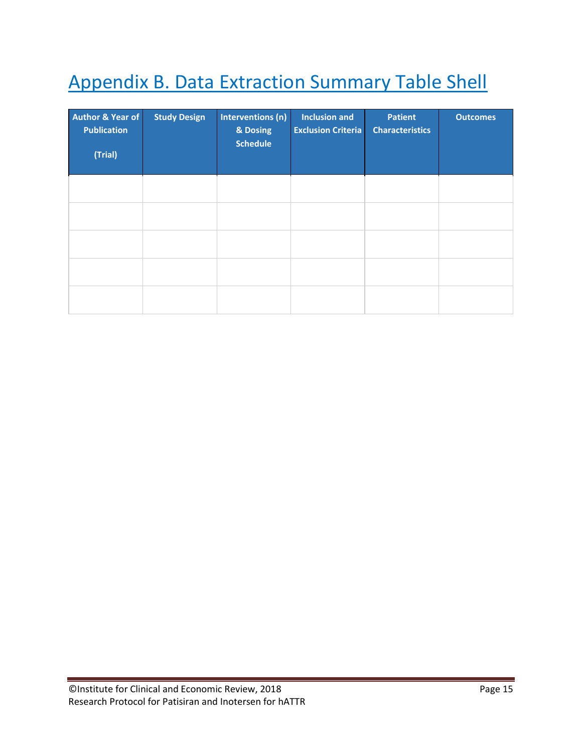# Appendix B. Data Extraction Summary Table Shell

| Author & Year of Publication (Trial) | Study Design | Interventions (n) & Dosing Schedule | Inclusion and Exclusion Criteria | Patient Characteristics | Outcomes |
|---|---|---|---|---|---|
| | | | | | |
| | | | | | |
| | | | | | |
| | | | | | |
| | | | | | |